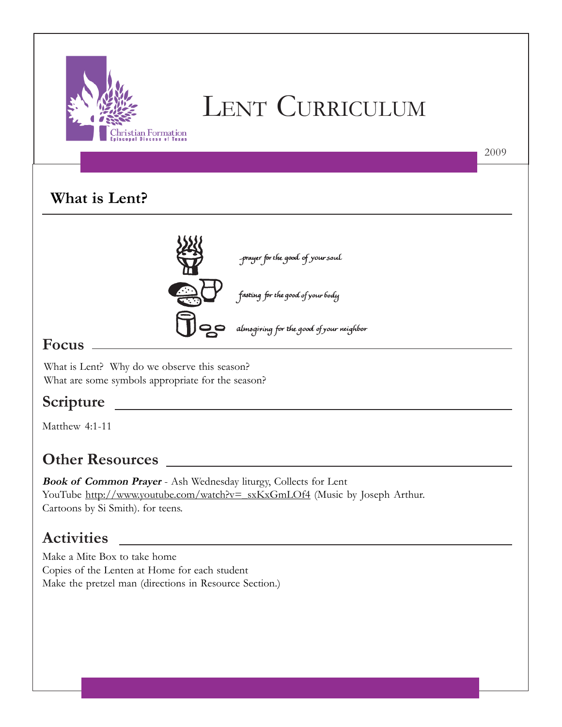# Lent Curriculum

2009

## What is Lent?

prayer for the good of your soul

fasting for the good of your body

almsgiving for the good of your neighbor

## Focus

What is Lent? Why do we observe this season?
What are some symbols appropriate for the season?

## Scripture

Matthew 4:1-11

## Other Resources

***Book of Common Prayer*** - Ash Wednesday liturgy, Collects for Lent
YouTube http://www.youtube.com/watch?v=_sxKxGmLOf4 (Music by Joseph Arthur. Cartoons by Si Smith). for teens.

## Activities

Make a Mite Box to take home
Copies of the Lenten at Home for each student
Make the pretzel man (directions in Resource Section.)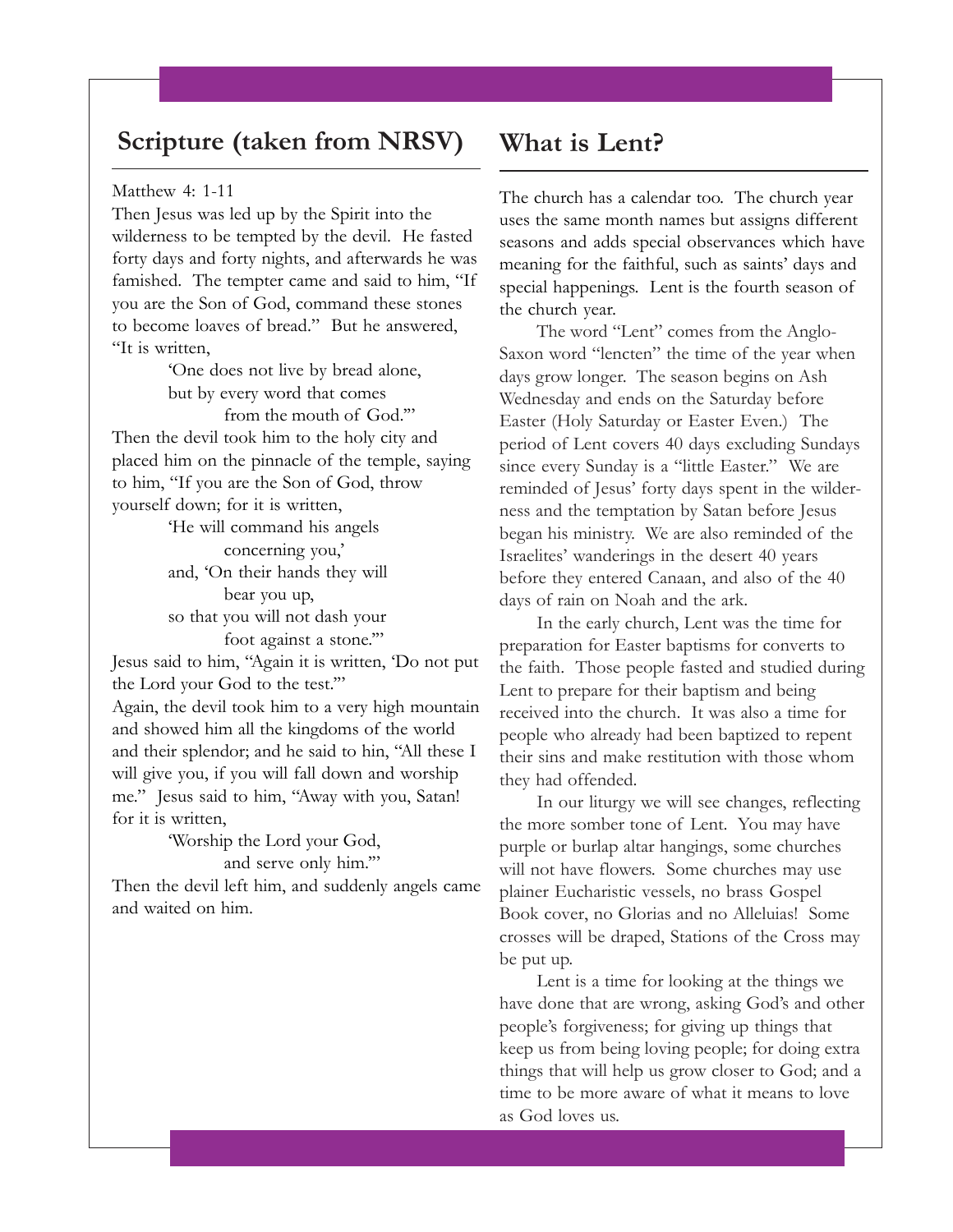## Scripture (taken from NRSV)

Matthew 4: 1-11

Then Jesus was led up by the Spirit into the wilderness to be tempted by the devil. He fasted forty days and forty nights, and afterwards he was famished. The tempter came and said to him, "If you are the Son of God, command these stones to become loaves of bread." But he answered, "It is written,

> 'One does not live by bread alone,
> but by every word that comes
> from the mouth of God.'"

Then the devil took him to the holy city and placed him on the pinnacle of the temple, saying to him, "If you are the Son of God, throw yourself down; for it is written,

> 'He will command his angels
> concerning you,'
> and, 'On their hands they will
> bear you up,
> so that you will not dash your
> foot against a stone.'"

Jesus said to him, "Again it is written, 'Do not put the Lord your God to the test.'"

Again, the devil took him to a very high mountain and showed him all the kingdoms of the world and their splendor; and he said to hin, "All these I will give you, if you will fall down and worship me." Jesus said to him, "Away with you, Satan! for it is written,

> 'Worship the Lord your God,
> and serve only him.'"

Then the devil left him, and suddenly angels came and waited on him.

## What is Lent?

The church has a calendar too. The church year uses the same month names but assigns different seasons and adds special observances which have meaning for the faithful, such as saints' days and special happenings. Lent is the fourth season of the church year.

The word "Lent" comes from the Anglo-Saxon word "lencten" the time of the year when days grow longer. The season begins on Ash Wednesday and ends on the Saturday before Easter (Holy Saturday or Easter Even.) The period of Lent covers 40 days excluding Sundays since every Sunday is a "little Easter." We are reminded of Jesus' forty days spent in the wilderness and the temptation by Satan before Jesus began his ministry. We are also reminded of the Israelites' wanderings in the desert 40 years before they entered Canaan, and also of the 40 days of rain on Noah and the ark.

In the early church, Lent was the time for preparation for Easter baptisms for converts to the faith. Those people fasted and studied during Lent to prepare for their baptism and being received into the church. It was also a time for people who already had been baptized to repent their sins and make restitution with those whom they had offended.

In our liturgy we will see changes, reflecting the more somber tone of Lent. You may have purple or burlap altar hangings, some churches will not have flowers. Some churches may use plainer Eucharistic vessels, no brass Gospel Book cover, no Glorias and no Alleluias! Some crosses will be draped, Stations of the Cross may be put up.

Lent is a time for looking at the things we have done that are wrong, asking God's and other people's forgiveness; for giving up things that keep us from being loving people; for doing extra things that will help us grow closer to God; and a time to be more aware of what it means to love as God loves us.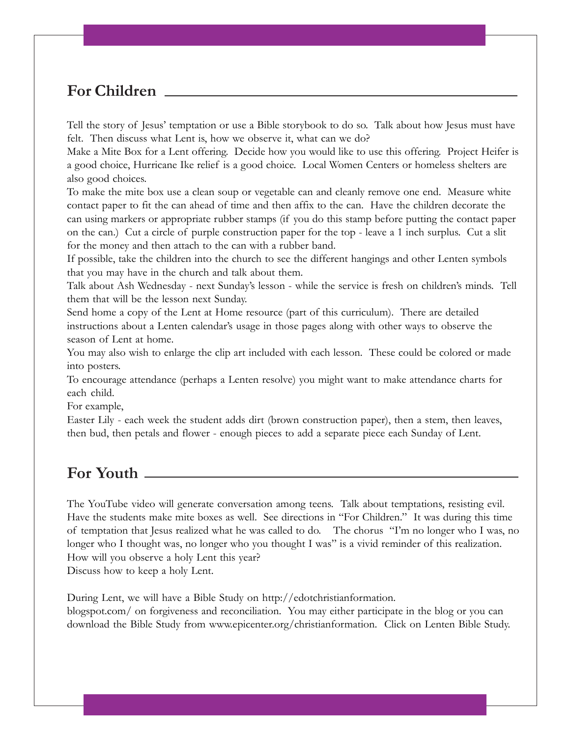## For Children

Tell the story of Jesus' temptation or use a Bible storybook to do so. Talk about how Jesus must have felt. Then discuss what Lent is, how we observe it, what can we do?

Make a Mite Box for a Lent offering. Decide how you would like to use this offering. Project Heifer is a good choice, Hurricane Ike relief is a good choice. Local Women Centers or homeless shelters are also good choices.

To make the mite box use a clean soup or vegetable can and cleanly remove one end. Measure white contact paper to fit the can ahead of time and then affix to the can. Have the children decorate the can using markers or appropriate rubber stamps (if you do this stamp before putting the contact paper on the can.) Cut a circle of purple construction paper for the top - leave a 1 inch surplus. Cut a slit for the money and then attach to the can with a rubber band.

If possible, take the children into the church to see the different hangings and other Lenten symbols that you may have in the church and talk about them.

Talk about Ash Wednesday - next Sunday's lesson - while the service is fresh on children's minds. Tell them that will be the lesson next Sunday.

Send home a copy of the Lent at Home resource (part of this curriculum). There are detailed instructions about a Lenten calendar's usage in those pages along with other ways to observe the season of Lent at home.

You may also wish to enlarge the clip art included with each lesson. These could be colored or made into posters.

To encourage attendance (perhaps a Lenten resolve) you might want to make attendance charts for each child.

For example,

Easter Lily - each week the student adds dirt (brown construction paper), then a stem, then leaves, then bud, then petals and flower - enough pieces to add a separate piece each Sunday of Lent.

## For Youth

The YouTube video will generate conversation among teens. Talk about temptations, resisting evil. Have the students make mite boxes as well. See directions in "For Children." It was during this time of temptation that Jesus realized what he was called to do. The chorus "I'm no longer who I was, no longer who I thought was, no longer who you thought I was" is a vivid reminder of this realization. How will you observe a holy Lent this year?

Discuss how to keep a holy Lent.

During Lent, we will have a Bible Study on http://edotchristianformation.blogspot.com/ on forgiveness and reconciliation. You may either participate in the blog or you can download the Bible Study from www.epicenter.org/christianformation. Click on Lenten Bible Study.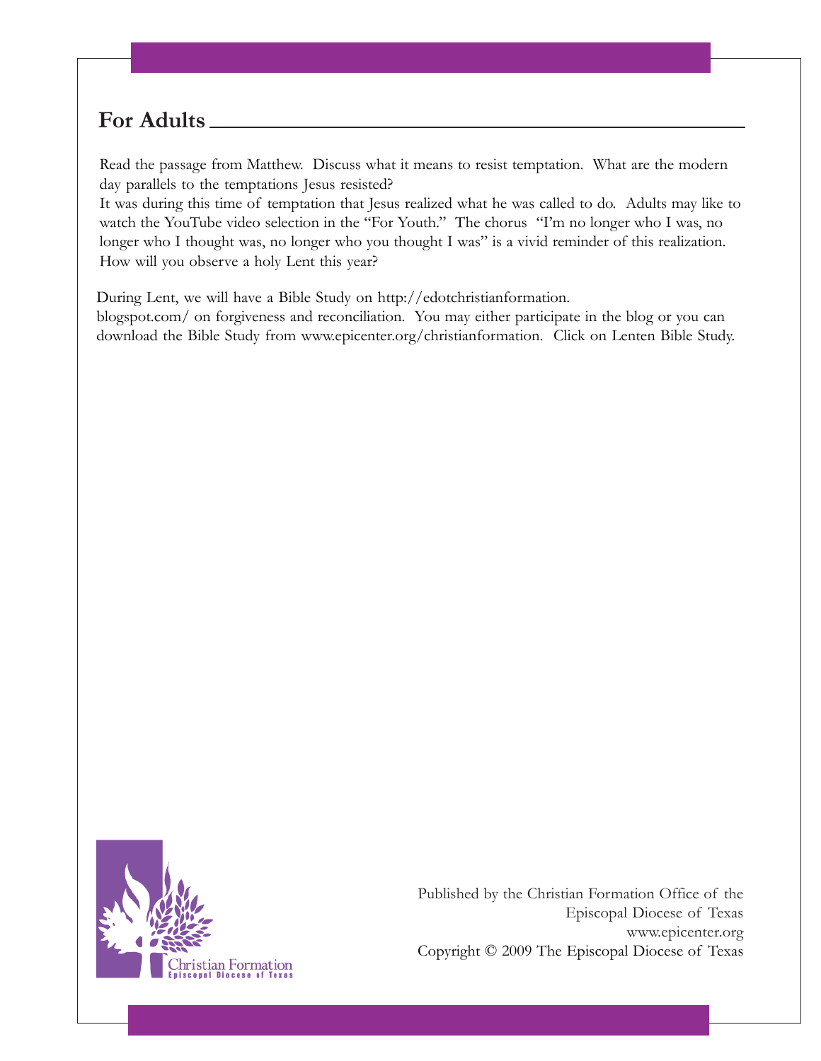## For Adults

Read the passage from Matthew. Discuss what it means to resist temptation. What are the modern day parallels to the temptations Jesus resisted?

It was during this time of temptation that Jesus realized what he was called to do. Adults may like to watch the YouTube video selection in the "For Youth." The chorus "I'm no longer who I was, no longer who I thought was, no longer who you thought I was" is a vivid reminder of this realization. How will you observe a holy Lent this year?

During Lent, we will have a Bible Study on http://edotchristianformation.blogspot.com/ on forgiveness and reconciliation. You may either participate in the blog or you can download the Bible Study from www.epicenter.org/christianformation. Click on Lenten Bible Study.

Christian Formation
Episcopal Diocese of Texas

Published by the Christian Formation Office of the Episcopal Diocese of Texas
www.epicenter.org
Copyright © 2009 The Episcopal Diocese of Texas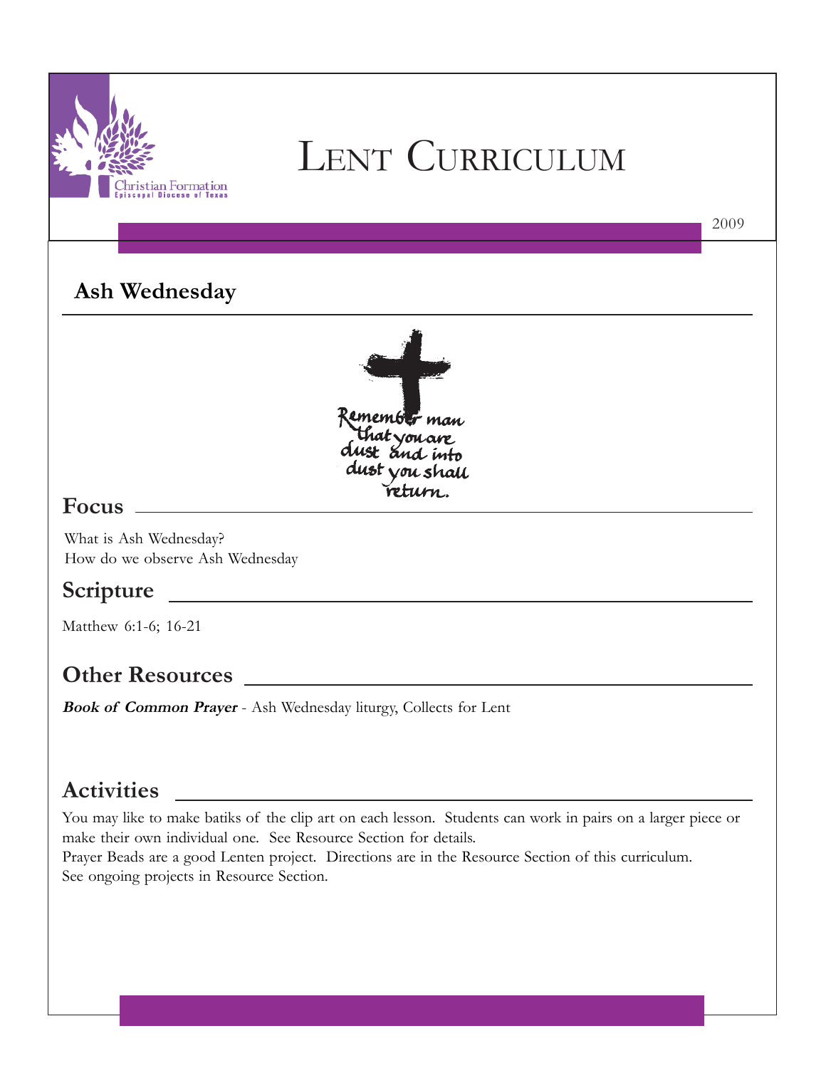# Lent Curriculum

2009

## Ash Wednesday

Remember man that you are dust and into dust you shall return.

### Focus

What is Ash Wednesday?
How do we observe Ash Wednesday

### Scripture

Matthew 6:1-6; 16-21

### Other Resources

***Book of Common Prayer*** - Ash Wednesday liturgy, Collects for Lent

### Activities

You may like to make batiks of the clip art on each lesson. Students can work in pairs on a larger piece or make their own individual one. See Resource Section for details.
Prayer Beads are a good Lenten project. Directions are in the Resource Section of this curriculum.
See ongoing projects in Resource Section.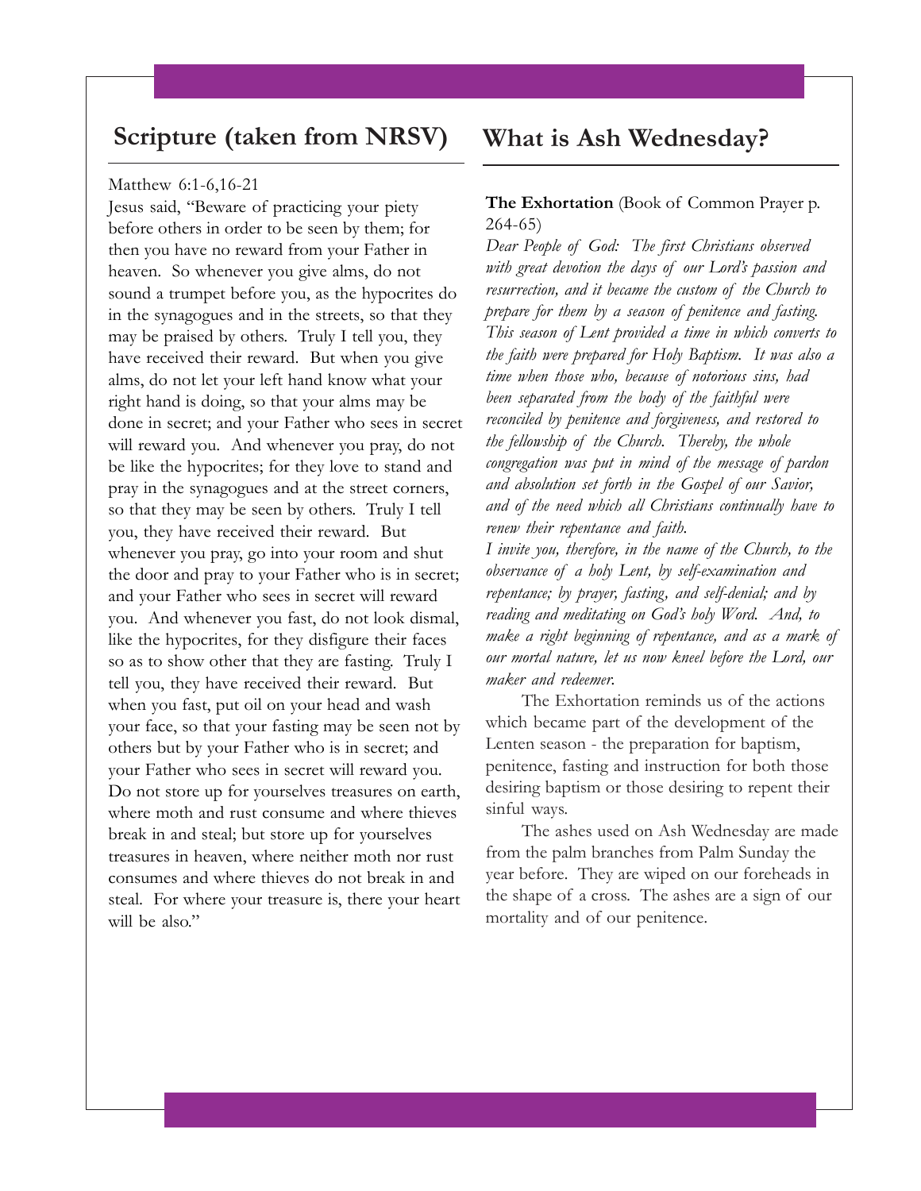## Scripture (taken from NRSV)

Matthew 6:1-6,16-21

Jesus said, "Beware of practicing your piety before others in order to be seen by them; for then you have no reward from your Father in heaven. So whenever you give alms, do not sound a trumpet before you, as the hypocrites do in the synagogues and in the streets, so that they may be praised by others. Truly I tell you, they have received their reward. But when you give alms, do not let your left hand know what your right hand is doing, so that your alms may be done in secret; and your Father who sees in secret will reward you. And whenever you pray, do not be like the hypocrites; for they love to stand and pray in the synagogues and at the street corners, so that they may be seen by others. Truly I tell you, they have received their reward. But whenever you pray, go into your room and shut the door and pray to your Father who is in secret; and your Father who sees in secret will reward you. And whenever you fast, do not look dismal, like the hypocrites, for they disfigure their faces so as to show other that they are fasting. Truly I tell you, they have received their reward. But when you fast, put oil on your head and wash your face, so that your fasting may be seen not by others but by your Father who is in secret; and your Father who sees in secret will reward you. Do not store up for yourselves treasures on earth, where moth and rust consume and where thieves break in and steal; but store up for yourselves treasures in heaven, where neither moth nor rust consumes and where thieves do not break in and steal. For where your treasure is, there your heart will be also."

## What is Ash Wednesday?

**The Exhortation** (Book of Common Prayer p. 264-65)

*Dear People of God: The first Christians observed with great devotion the days of our Lord's passion and resurrection, and it became the custom of the Church to prepare for them by a season of penitence and fasting. This season of Lent provided a time in which converts to the faith were prepared for Holy Baptism. It was also a time when those who, because of notorious sins, had been separated from the body of the faithful were reconciled by penitence and forgiveness, and restored to the fellowship of the Church. Thereby, the whole congregation was put in mind of the message of pardon and absolution set forth in the Gospel of our Savior, and of the need which all Christians continually have to renew their repentance and faith.*

*I invite you, therefore, in the name of the Church, to the observance of a holy Lent, by self-examination and repentance; by prayer, fasting, and self-denial; and by reading and meditating on God's holy Word. And, to make a right beginning of repentance, and as a mark of our mortal nature, let us now kneel before the Lord, our maker and redeemer.*

The Exhortation reminds us of the actions which became part of the development of the Lenten season - the preparation for baptism, penitence, fasting and instruction for both those desiring baptism or those desiring to repent their sinful ways.

The ashes used on Ash Wednesday are made from the palm branches from Palm Sunday the year before. They are wiped on our foreheads in the shape of a cross. The ashes are a sign of our mortality and of our penitence.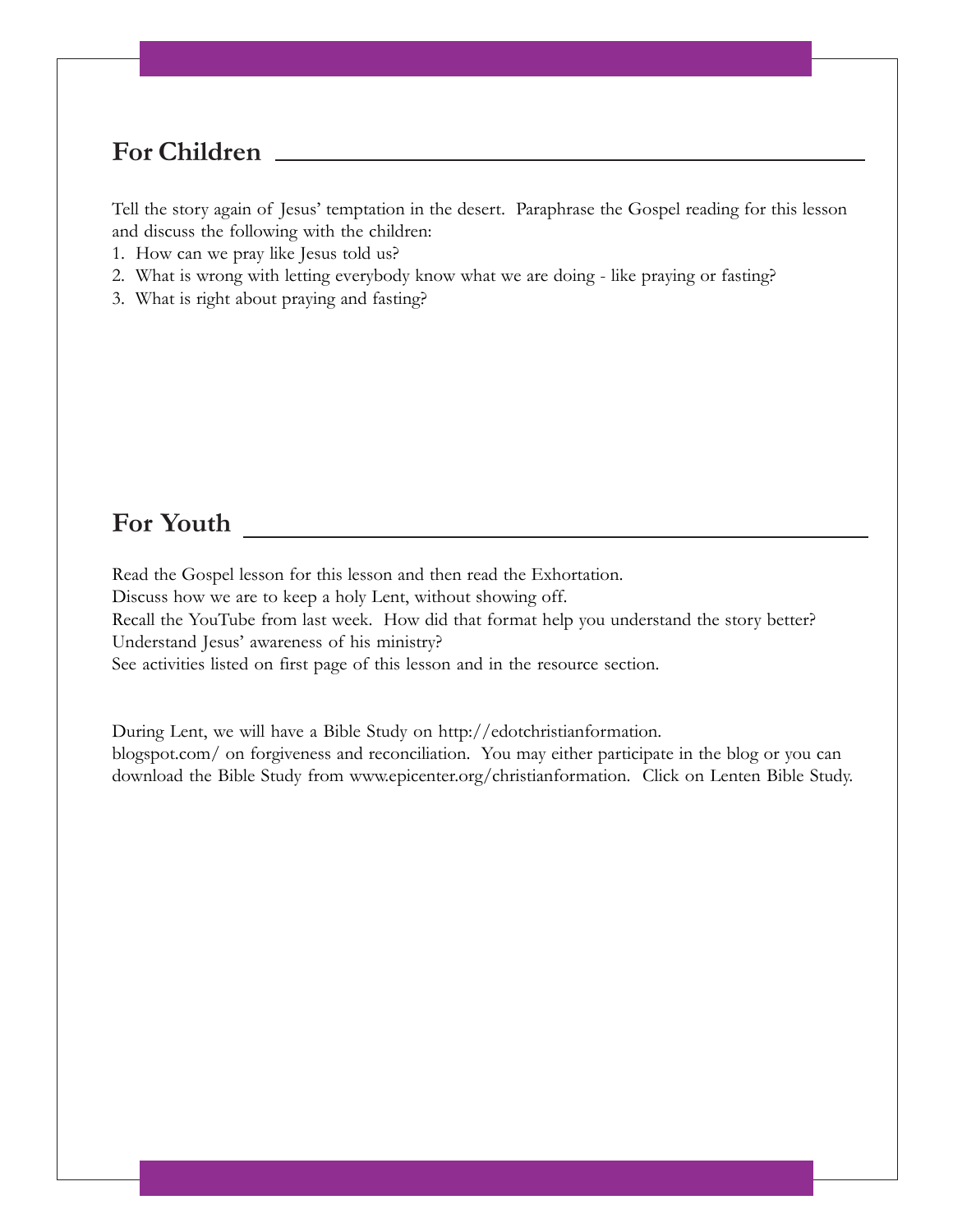## For Children

Tell the story again of Jesus' temptation in the desert. Paraphrase the Gospel reading for this lesson and discuss the following with the children:

1. How can we pray like Jesus told us?
2. What is wrong with letting everybody know what we are doing - like praying or fasting?
3. What is right about praying and fasting?

## For Youth

Read the Gospel lesson for this lesson and then read the Exhortation.
Discuss how we are to keep a holy Lent, without showing off.
Recall the YouTube from last week. How did that format help you understand the story better?
Understand Jesus' awareness of his ministry?
See activities listed on first page of this lesson and in the resource section.

During Lent, we will have a Bible Study on http://edotchristianformation.blogspot.com/ on forgiveness and reconciliation. You may either participate in the blog or you can download the Bible Study from www.epicenter.org/christianformation. Click on Lenten Bible Study.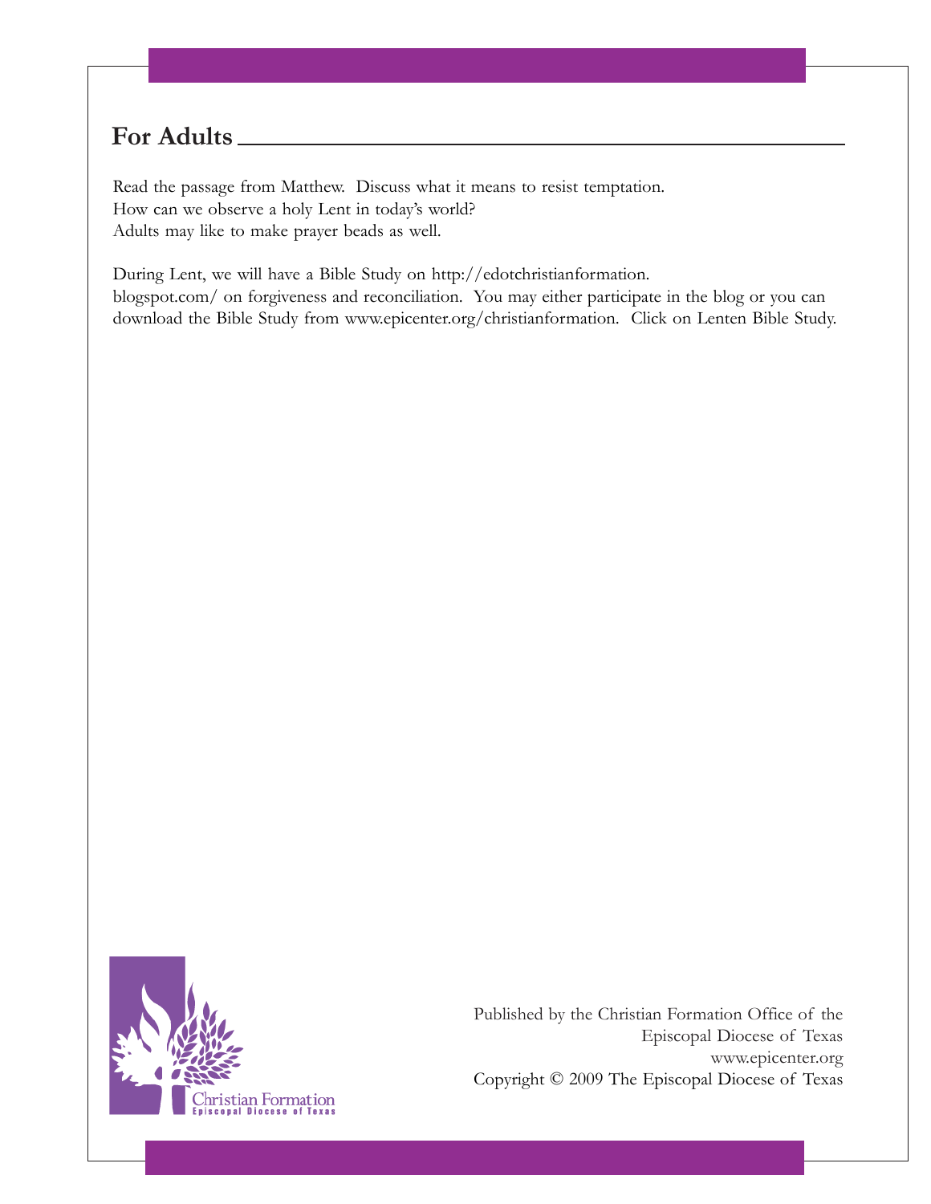## For Adults

Read the passage from Matthew. Discuss what it means to resist temptation.
How can we observe a holy Lent in today's world?
Adults may like to make prayer beads as well.

During Lent, we will have a Bible Study on http://edotchristianformation.blogspot.com/ on forgiveness and reconciliation. You may either participate in the blog or you can download the Bible Study from www.epicenter.org/christianformation. Click on Lenten Bible Study.

Christian Formation
Episcopal Diocese of Texas

Published by the Christian Formation Office of the Episcopal Diocese of Texas
www.epicenter.org
Copyright © 2009 The Episcopal Diocese of Texas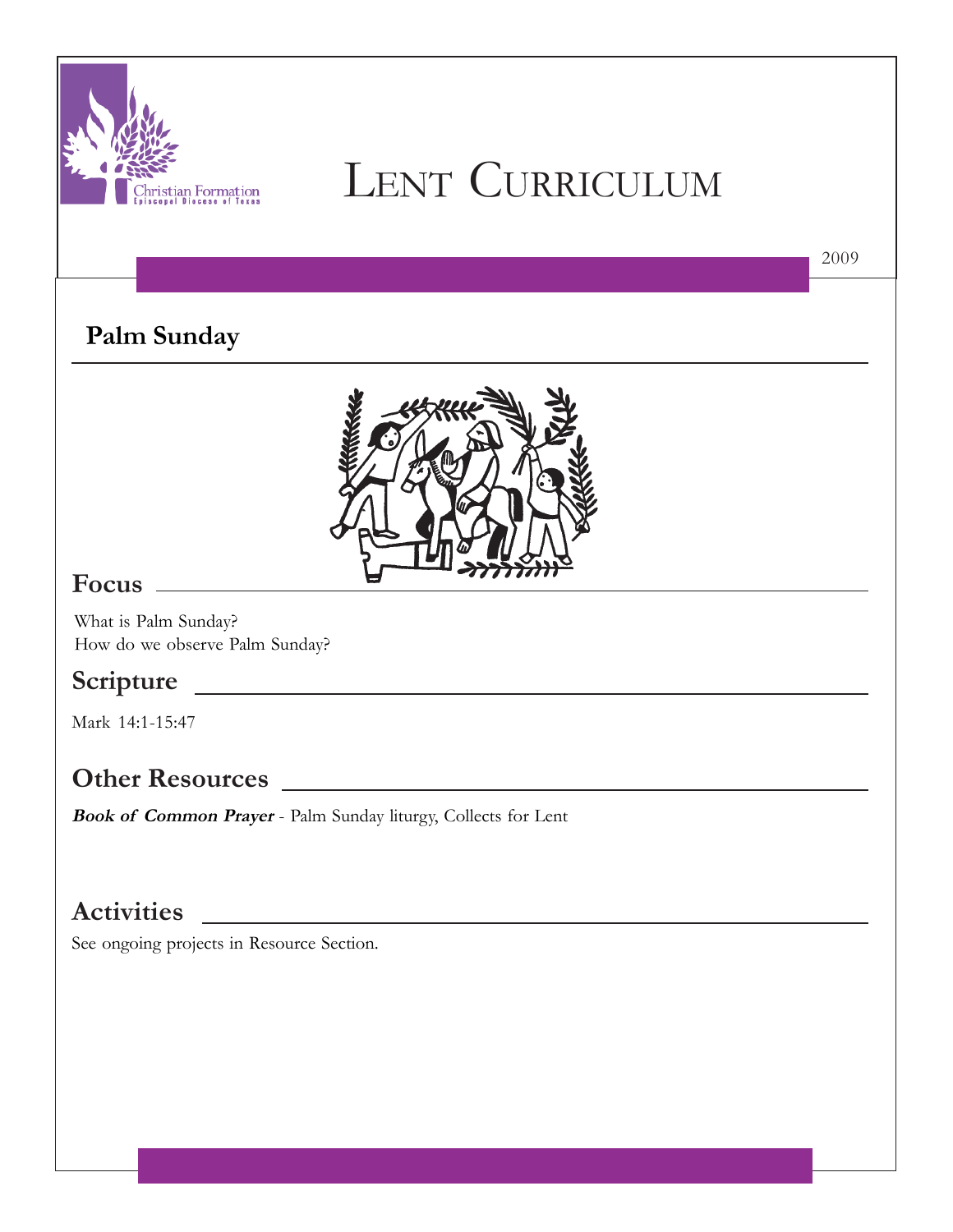# Lent Curriculum

2009

## Palm Sunday

### Focus

What is Palm Sunday?
How do we observe Palm Sunday?

### Scripture

Mark 14:1-15:47

### Other Resources

***Book of Common Prayer*** - Palm Sunday liturgy, Collects for Lent

### Activities

See ongoing projects in Resource Section.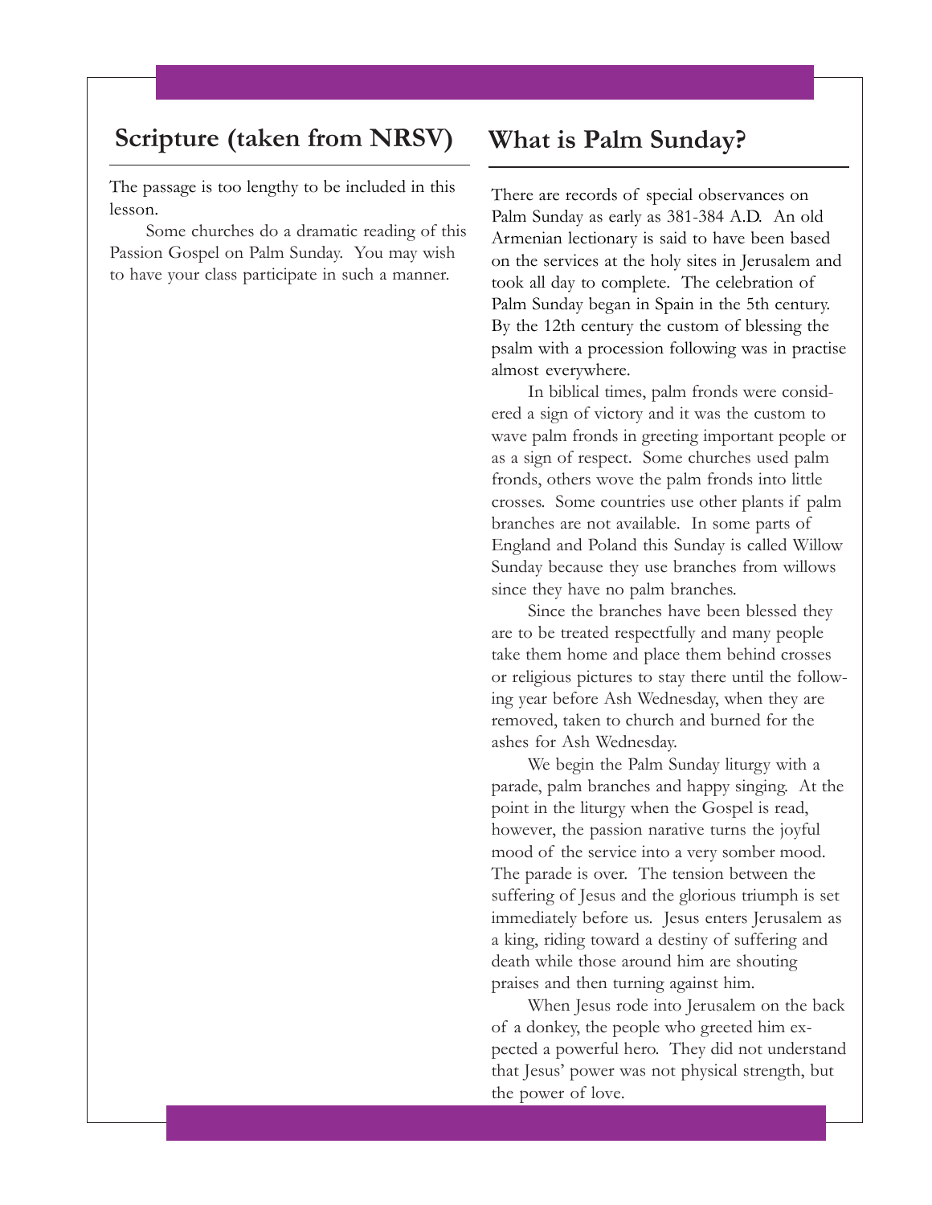## Scripture (taken from NRSV)

The passage is too lengthy to be included in this lesson.

Some churches do a dramatic reading of this Passion Gospel on Palm Sunday. You may wish to have your class participate in such a manner.

## What is Palm Sunday?

There are records of special observances on Palm Sunday as early as 381-384 A.D. An old Armenian lectionary is said to have been based on the services at the holy sites in Jerusalem and took all day to complete. The celebration of Palm Sunday began in Spain in the 5th century. By the 12th century the custom of blessing the psalm with a procession following was in practise almost everywhere.

In biblical times, palm fronds were considered a sign of victory and it was the custom to wave palm fronds in greeting important people or as a sign of respect. Some churches used palm fronds, others wove the palm fronds into little crosses. Some countries use other plants if palm branches are not available. In some parts of England and Poland this Sunday is called Willow Sunday because they use branches from willows since they have no palm branches.

Since the branches have been blessed they are to be treated respectfully and many people take them home and place them behind crosses or religious pictures to stay there until the following year before Ash Wednesday, when they are removed, taken to church and burned for the ashes for Ash Wednesday.

We begin the Palm Sunday liturgy with a parade, palm branches and happy singing. At the point in the liturgy when the Gospel is read, however, the passion narative turns the joyful mood of the service into a very somber mood. The parade is over. The tension between the suffering of Jesus and the glorious triumph is set immediately before us. Jesus enters Jerusalem as a king, riding toward a destiny of suffering and death while those around him are shouting praises and then turning against him.

When Jesus rode into Jerusalem on the back of a donkey, the people who greeted him expected a powerful hero. They did not understand that Jesus' power was not physical strength, but the power of love.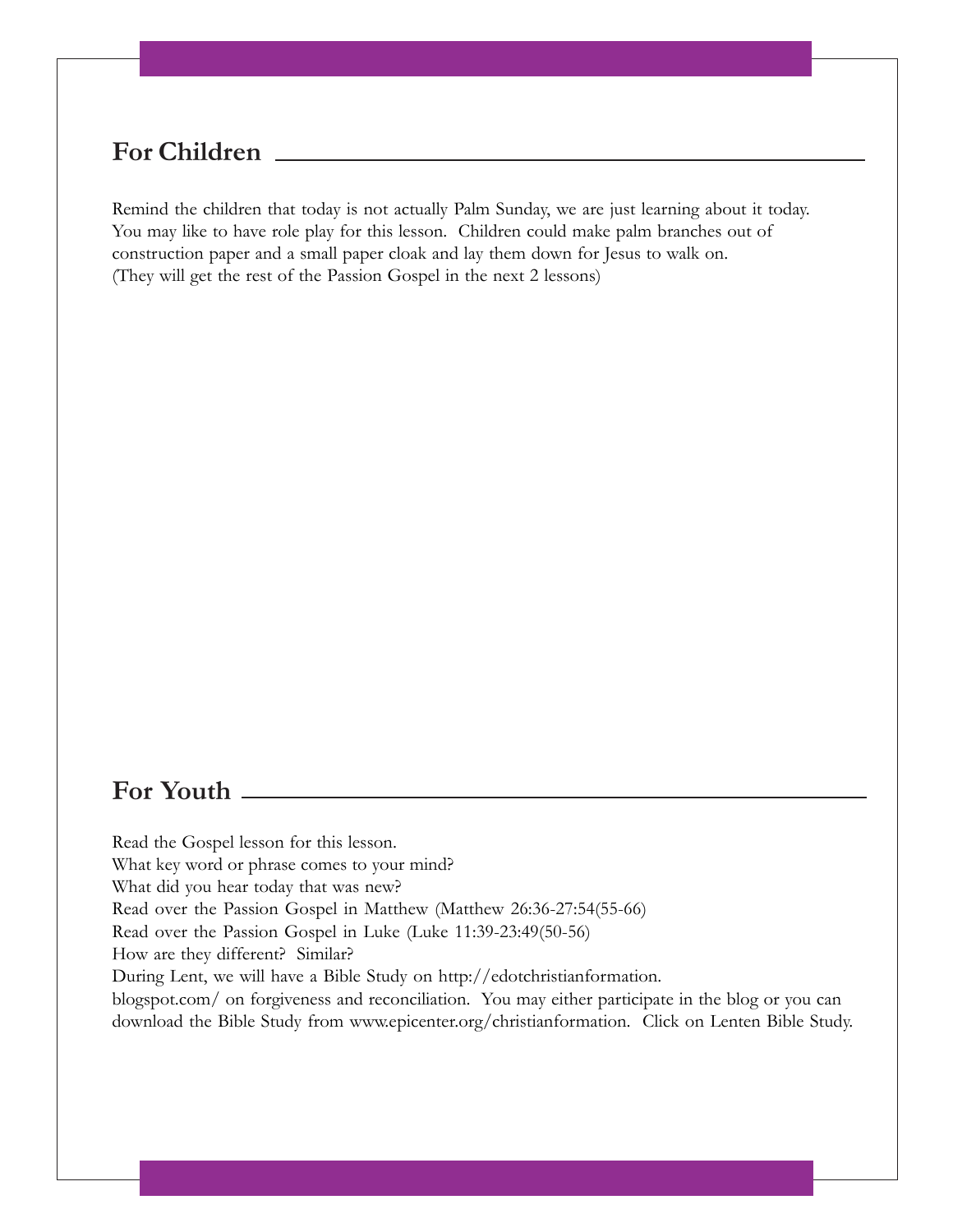## For Children

Remind the children that today is not actually Palm Sunday, we are just learning about it today. You may like to have role play for this lesson. Children could make palm branches out of construction paper and a small paper cloak and lay them down for Jesus to walk on. (They will get the rest of the Passion Gospel in the next 2 lessons)

## For Youth

Read the Gospel lesson for this lesson.
What key word or phrase comes to your mind?
What did you hear today that was new?
Read over the Passion Gospel in Matthew (Matthew 26:36-27:54(55-66)
Read over the Passion Gospel in Luke (Luke 11:39-23:49(50-56)
How are they different? Similar?
During Lent, we will have a Bible Study on http://edotchristianformation.blogspot.com/ on forgiveness and reconciliation. You may either participate in the blog or you can download the Bible Study from www.epicenter.org/christianformation. Click on Lenten Bible Study.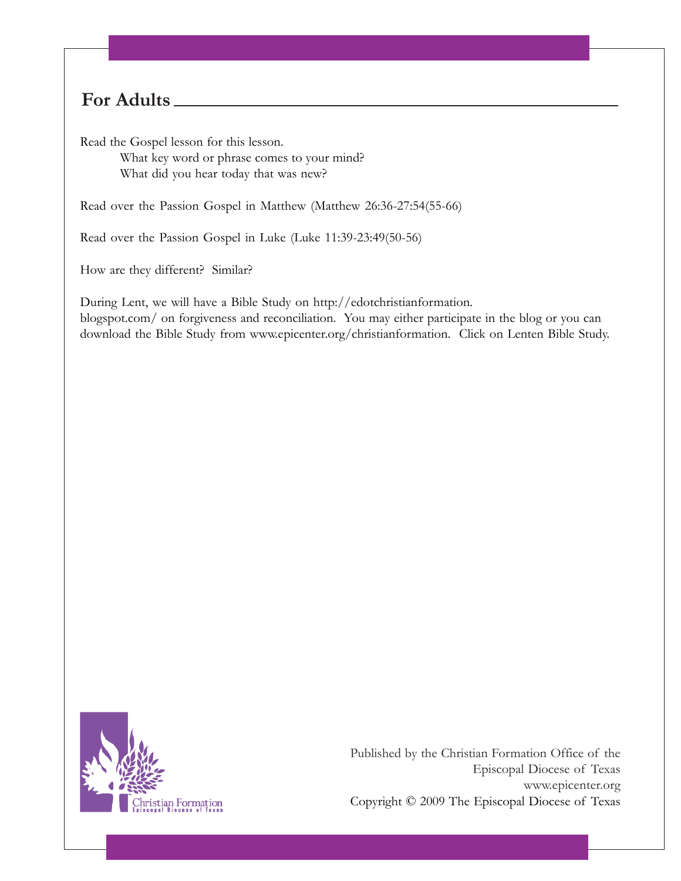## For Adults

Read the Gospel lesson for this lesson.

What key word or phrase comes to your mind?

What did you hear today that was new?

Read over the Passion Gospel in Matthew (Matthew 26:36-27:54(55-66)

Read over the Passion Gospel in Luke (Luke 11:39-23:49(50-56)

How are they different? Similar?

During Lent, we will have a Bible Study on http://edotchristianformation.blogspot.com/ on forgiveness and reconciliation. You may either participate in the blog or you can download the Bible Study from www.epicenter.org/christianformation. Click on Lenten Bible Study.

Christian Formation
Episcopal Diocese of Texas

Published by the Christian Formation Office of the Episcopal Diocese of Texas
www.epicenter.org
Copyright © 2009 The Episcopal Diocese of Texas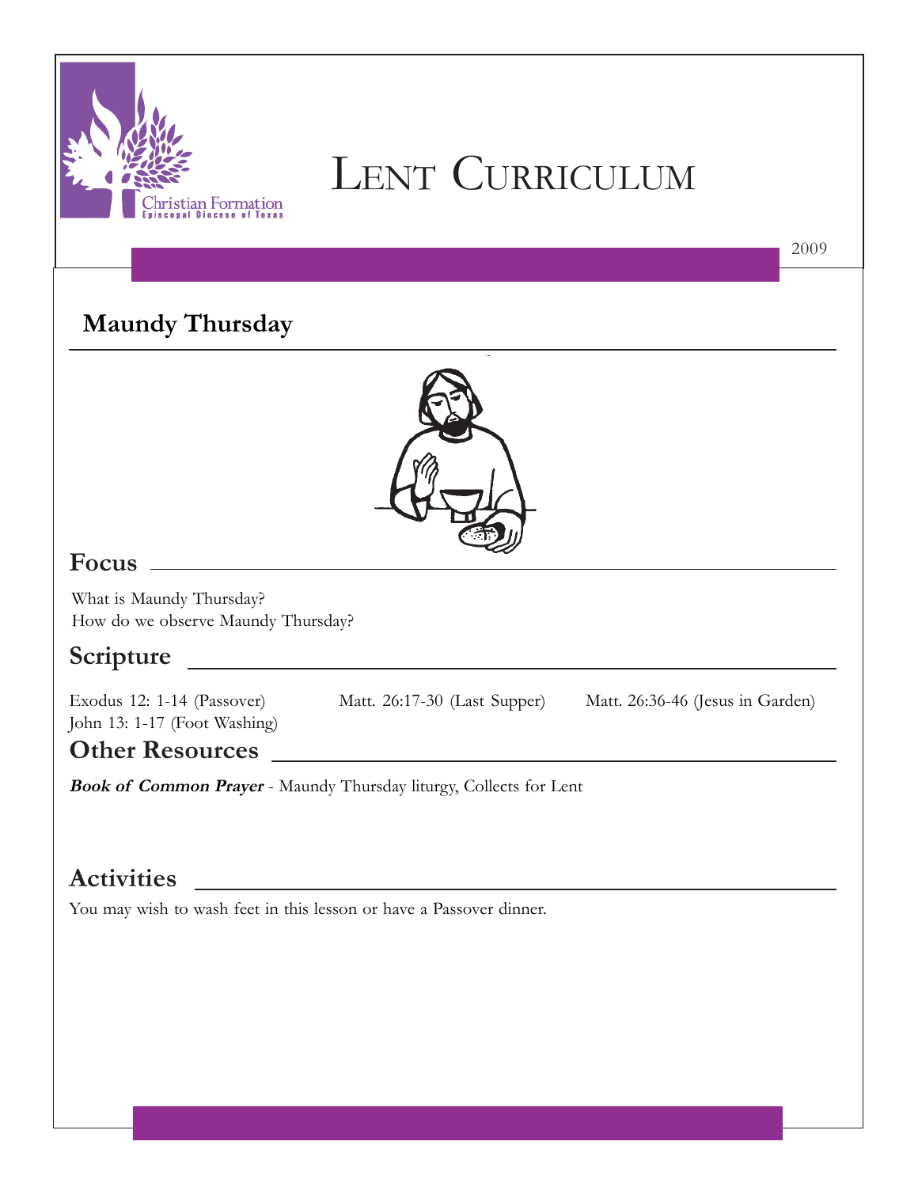# Lent Curriculum

2009

## Maundy Thursday

### Focus

What is Maundy Thursday?
How do we observe Maundy Thursday?

### Scripture

Exodus 12: 1-14 (Passover)
Matt. 26:17-30 (Last Supper)
Matt. 26:36-46 (Jesus in Garden)
John 13: 1-17 (Foot Washing)

### Other Resources

***Book of Common Prayer*** - Maundy Thursday liturgy, Collects for Lent

### Activities

You may wish to wash feet in this lesson or have a Passover dinner.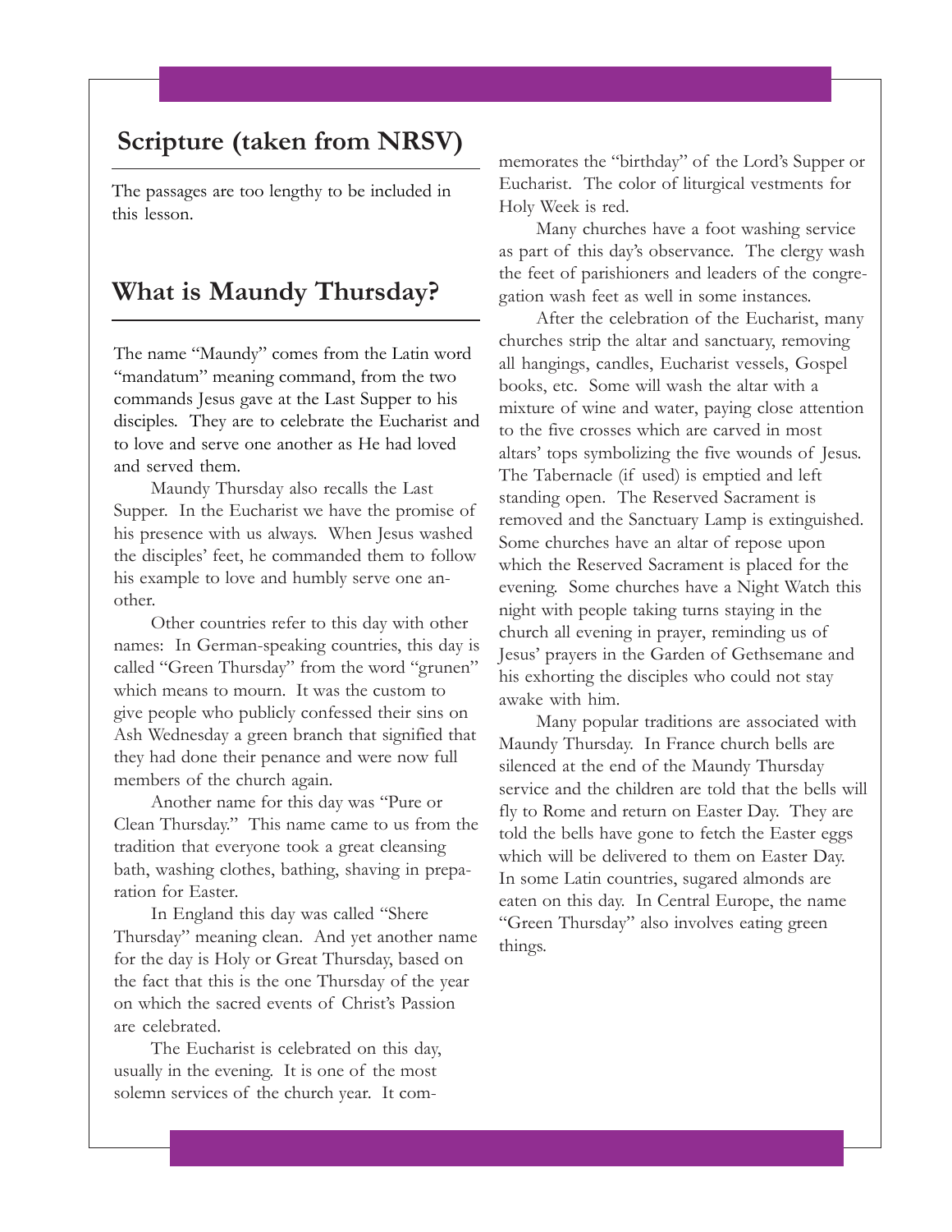## Scripture (taken from NRSV)

The passages are too lengthy to be included in this lesson.

## What is Maundy Thursday?

The name "Maundy" comes from the Latin word "mandatum" meaning command, from the two commands Jesus gave at the Last Supper to his disciples. They are to celebrate the Eucharist and to love and serve one another as He had loved and served them.

Maundy Thursday also recalls the Last Supper. In the Eucharist we have the promise of his presence with us always. When Jesus washed the disciples' feet, he commanded them to follow his example to love and humbly serve one another.

Other countries refer to this day with other names: In German-speaking countries, this day is called "Green Thursday" from the word "grunen" which means to mourn. It was the custom to give people who publicly confessed their sins on Ash Wednesday a green branch that signified that they had done their penance and were now full members of the church again.

Another name for this day was "Pure or Clean Thursday." This name came to us from the tradition that everyone took a great cleansing bath, washing clothes, bathing, shaving in preparation for Easter.

In England this day was called "Shere Thursday" meaning clean. And yet another name for the day is Holy or Great Thursday, based on the fact that this is the one Thursday of the year on which the sacred events of Christ's Passion are celebrated.

The Eucharist is celebrated on this day, usually in the evening. It is one of the most solemn services of the church year. It commemorates the "birthday" of the Lord's Supper or Eucharist. The color of liturgical vestments for Holy Week is red.

Many churches have a foot washing service as part of this day's observance. The clergy wash the feet of parishioners and leaders of the congregation wash feet as well in some instances.

After the celebration of the Eucharist, many churches strip the altar and sanctuary, removing all hangings, candles, Eucharist vessels, Gospel books, etc. Some will wash the altar with a mixture of wine and water, paying close attention to the five crosses which are carved in most altars' tops symbolizing the five wounds of Jesus. The Tabernacle (if used) is emptied and left standing open. The Reserved Sacrament is removed and the Sanctuary Lamp is extinguished. Some churches have an altar of repose upon which the Reserved Sacrament is placed for the evening. Some churches have a Night Watch this night with people taking turns staying in the church all evening in prayer, reminding us of Jesus' prayers in the Garden of Gethsemane and his exhorting the disciples who could not stay awake with him.

Many popular traditions are associated with Maundy Thursday. In France church bells are silenced at the end of the Maundy Thursday service and the children are told that the bells will fly to Rome and return on Easter Day. They are told the bells have gone to fetch the Easter eggs which will be delivered to them on Easter Day. In some Latin countries, sugared almonds are eaten on this day. In Central Europe, the name "Green Thursday" also involves eating green things.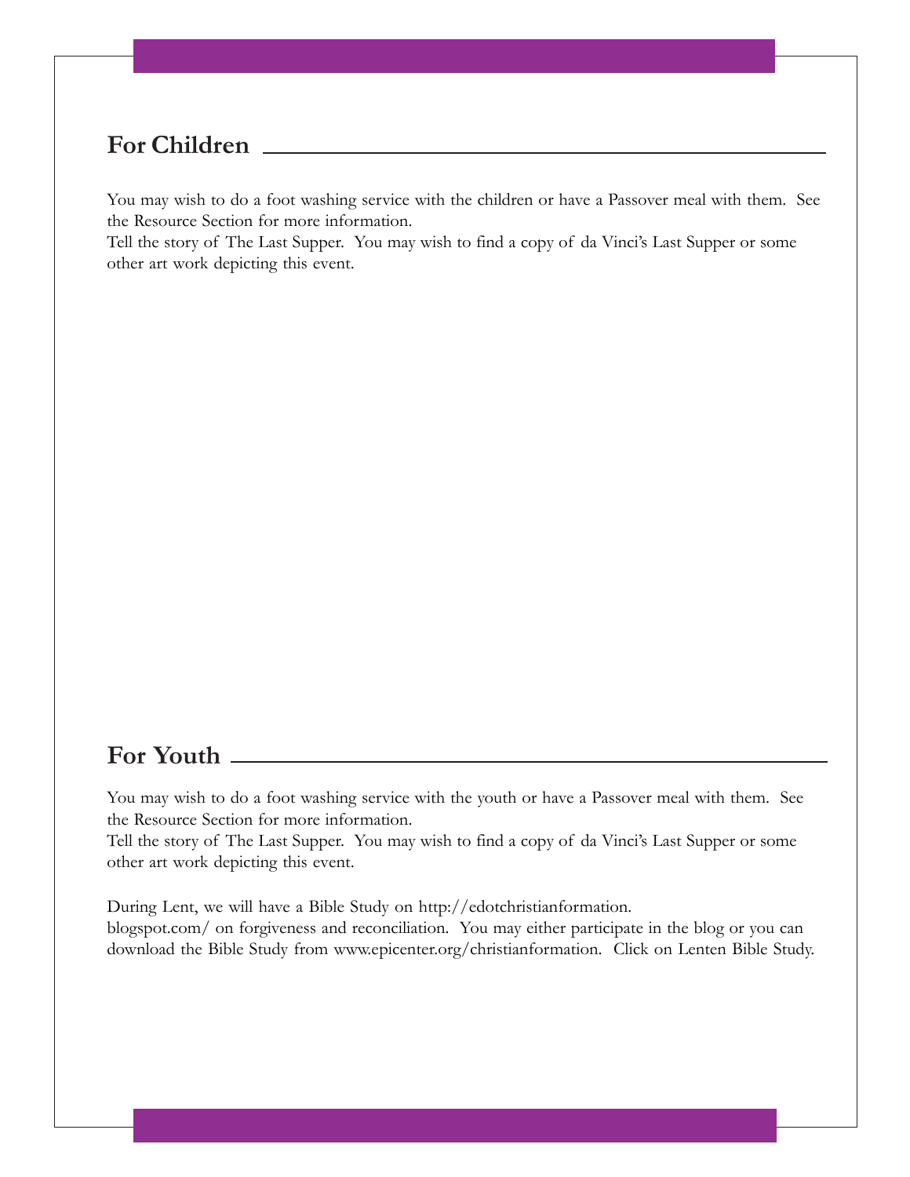## For Children

You may wish to do a foot washing service with the children or have a Passover meal with them. See the Resource Section for more information.
Tell the story of The Last Supper. You may wish to find a copy of da Vinci's Last Supper or some other art work depicting this event.

## For Youth

You may wish to do a foot washing service with the youth or have a Passover meal with them. See the Resource Section for more information.
Tell the story of The Last Supper. You may wish to find a copy of da Vinci's Last Supper or some other art work depicting this event.

During Lent, we will have a Bible Study on http://edotchristianformation.blogspot.com/ on forgiveness and reconciliation. You may either participate in the blog or you can download the Bible Study from www.epicenter.org/christianformation. Click on Lenten Bible Study.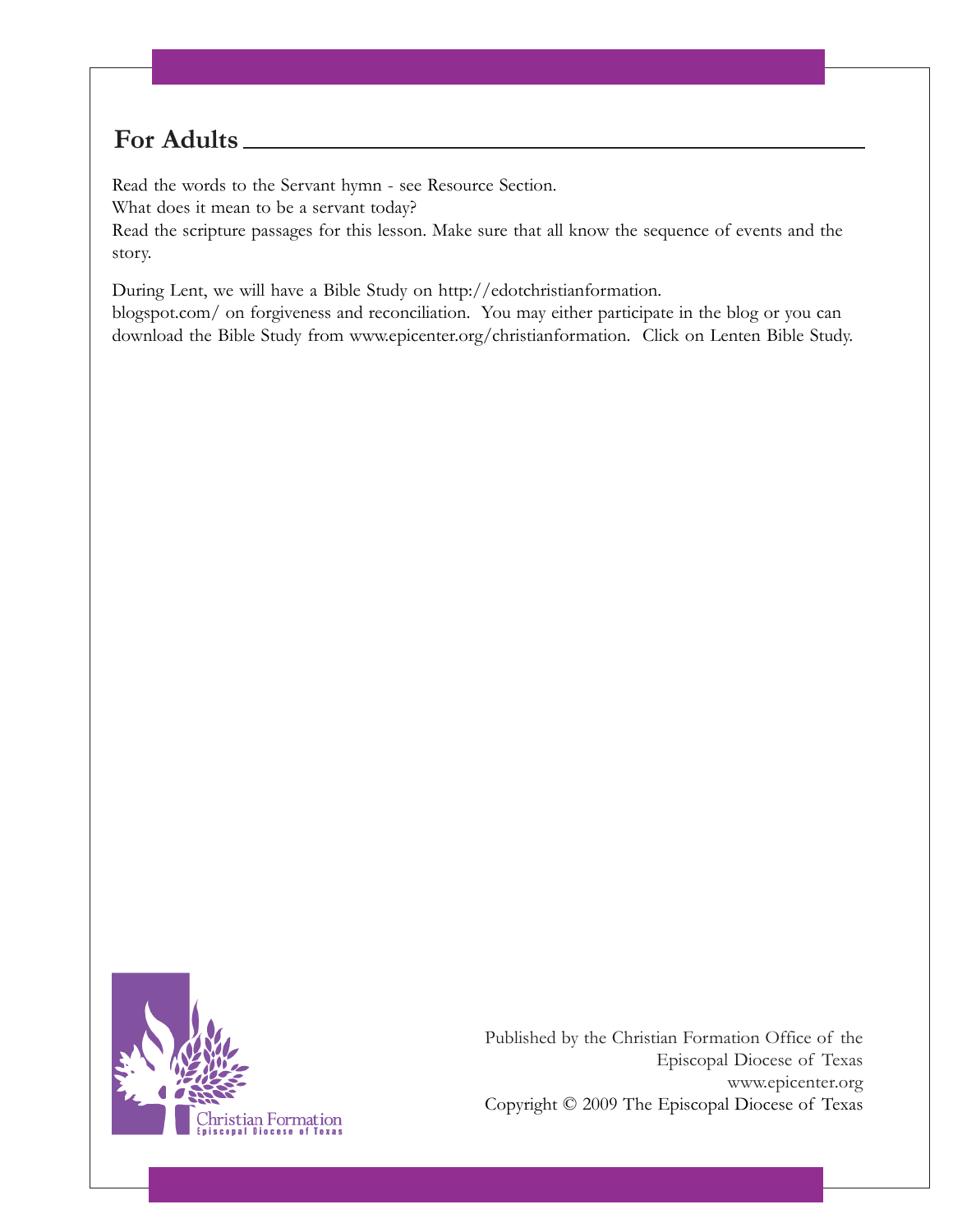## For Adults

Read the words to the Servant hymn - see Resource Section.
What does it mean to be a servant today?
Read the scripture passages for this lesson. Make sure that all know the sequence of events and the story.

During Lent, we will have a Bible Study on http://edotchristianformation.blogspot.com/ on forgiveness and reconciliation. You may either participate in the blog or you can download the Bible Study from www.epicenter.org/christianformation. Click on Lenten Bible Study.

Christian Formation
Episcopal Diocese of Texas

Published by the Christian Formation Office of the Episcopal Diocese of Texas
www.epicenter.org
Copyright © 2009 The Episcopal Diocese of Texas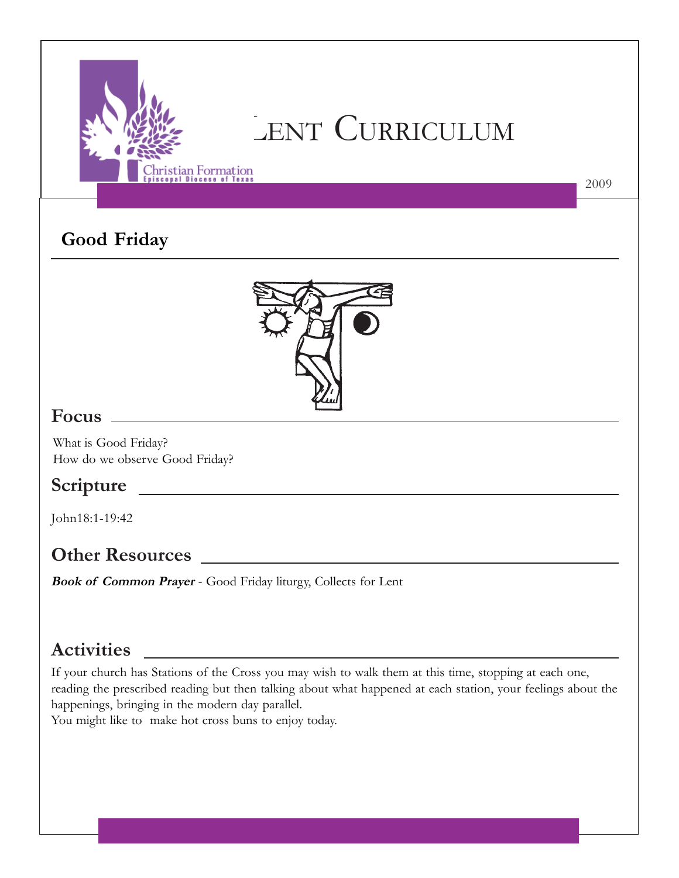## Good Friday

### Focus

What is Good Friday?
How do we observe Good Friday?

### Scripture

John18:1-19:42

### Other Resources

***Book of Common Prayer*** - Good Friday liturgy, Collects for Lent

### Activities

If your church has Stations of the Cross you may wish to walk them at this time, stopping at each one, reading the prescribed reading but then talking about what happened at each station, your feelings about the happenings, bringing in the modern day parallel.
You might like to make hot cross buns to enjoy today.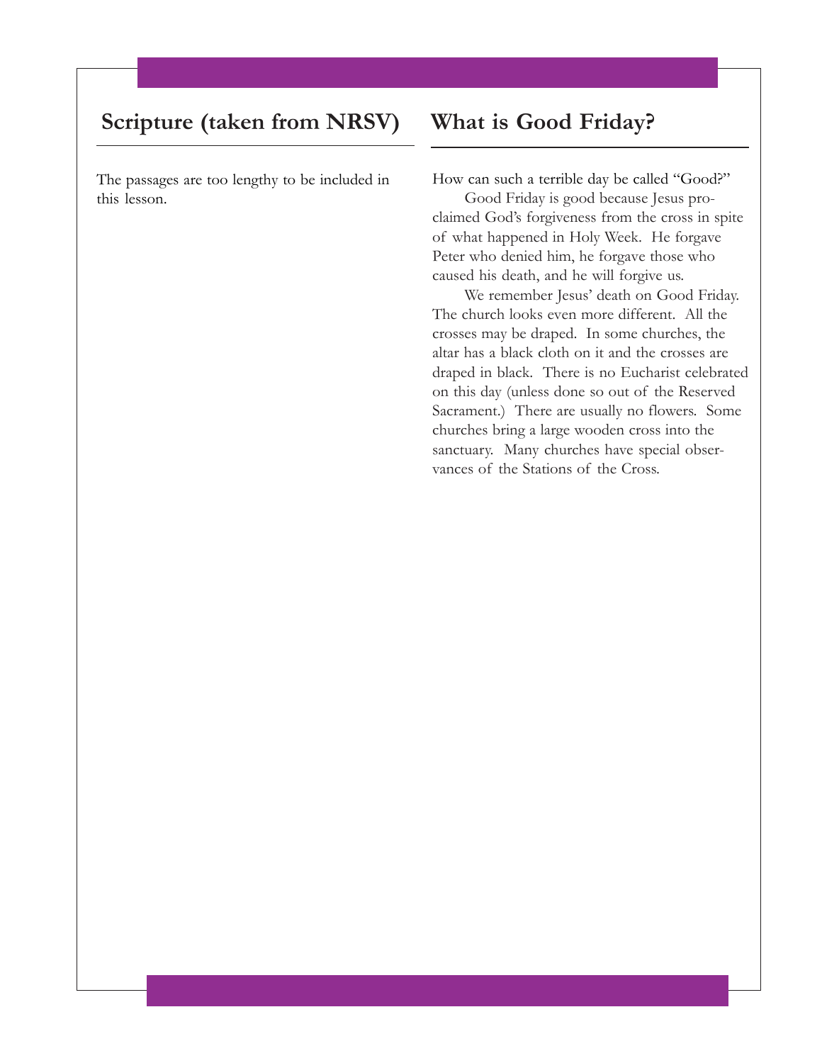## Scripture (taken from NRSV)

The passages are too lengthy to be included in this lesson.

## What is Good Friday?

How can such a terrible day be called "Good?"

Good Friday is good because Jesus proclaimed God's forgiveness from the cross in spite of what happened in Holy Week. He forgave Peter who denied him, he forgave those who caused his death, and he will forgive us.

We remember Jesus' death on Good Friday. The church looks even more different. All the crosses may be draped. In some churches, the altar has a black cloth on it and the crosses are draped in black. There is no Eucharist celebrated on this day (unless done so out of the Reserved Sacrament.) There are usually no flowers. Some churches bring a large wooden cross into the sanctuary. Many churches have special observances of the Stations of the Cross.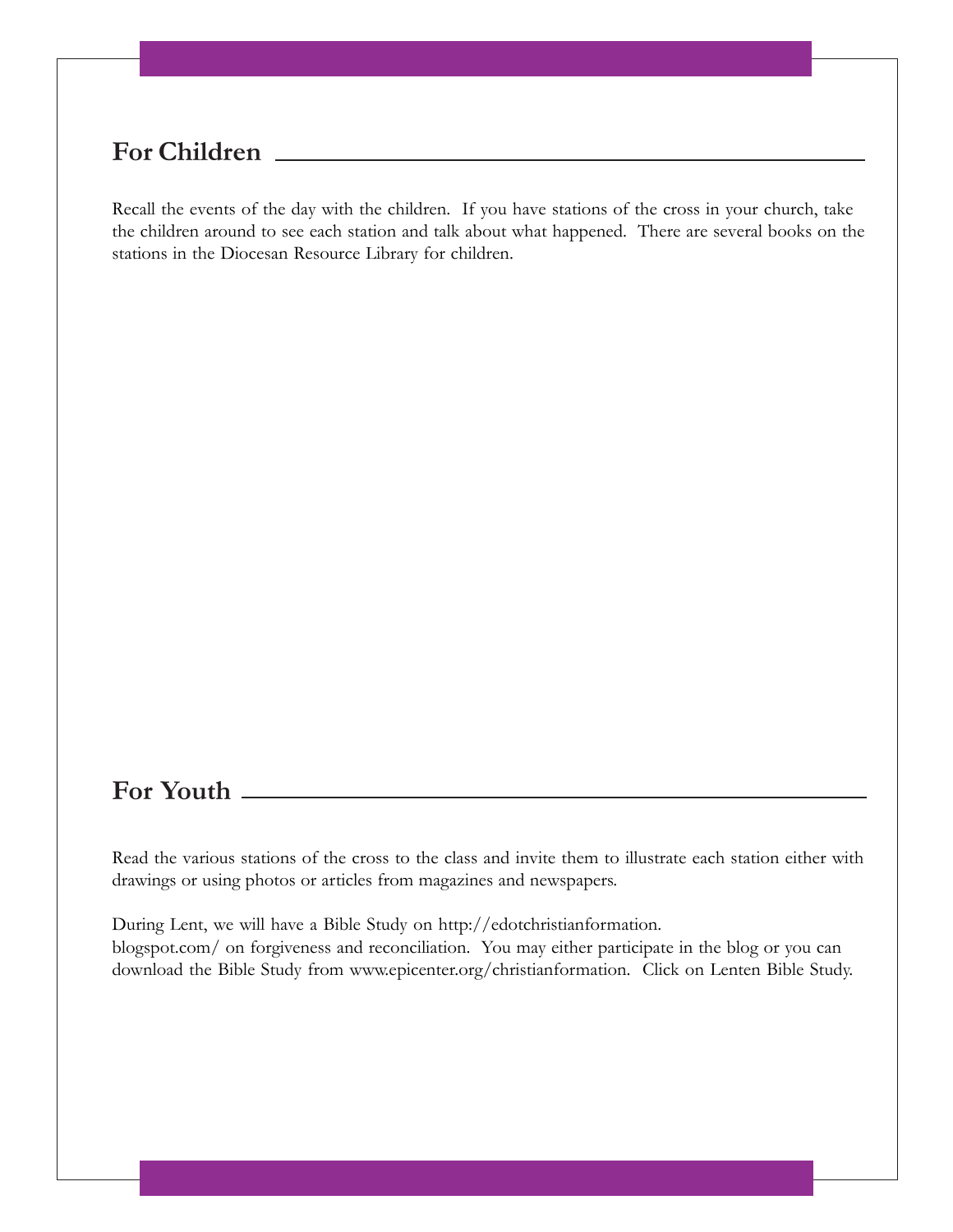## For Children

Recall the events of the day with the children. If you have stations of the cross in your church, take the children around to see each station and talk about what happened. There are several books on the stations in the Diocesan Resource Library for children.

## For Youth

Read the various stations of the cross to the class and invite them to illustrate each station either with drawings or using photos or articles from magazines and newspapers.

During Lent, we will have a Bible Study on http://edotchristianformation.blogspot.com/ on forgiveness and reconciliation. You may either participate in the blog or you can download the Bible Study from www.epicenter.org/christianformation. Click on Lenten Bible Study.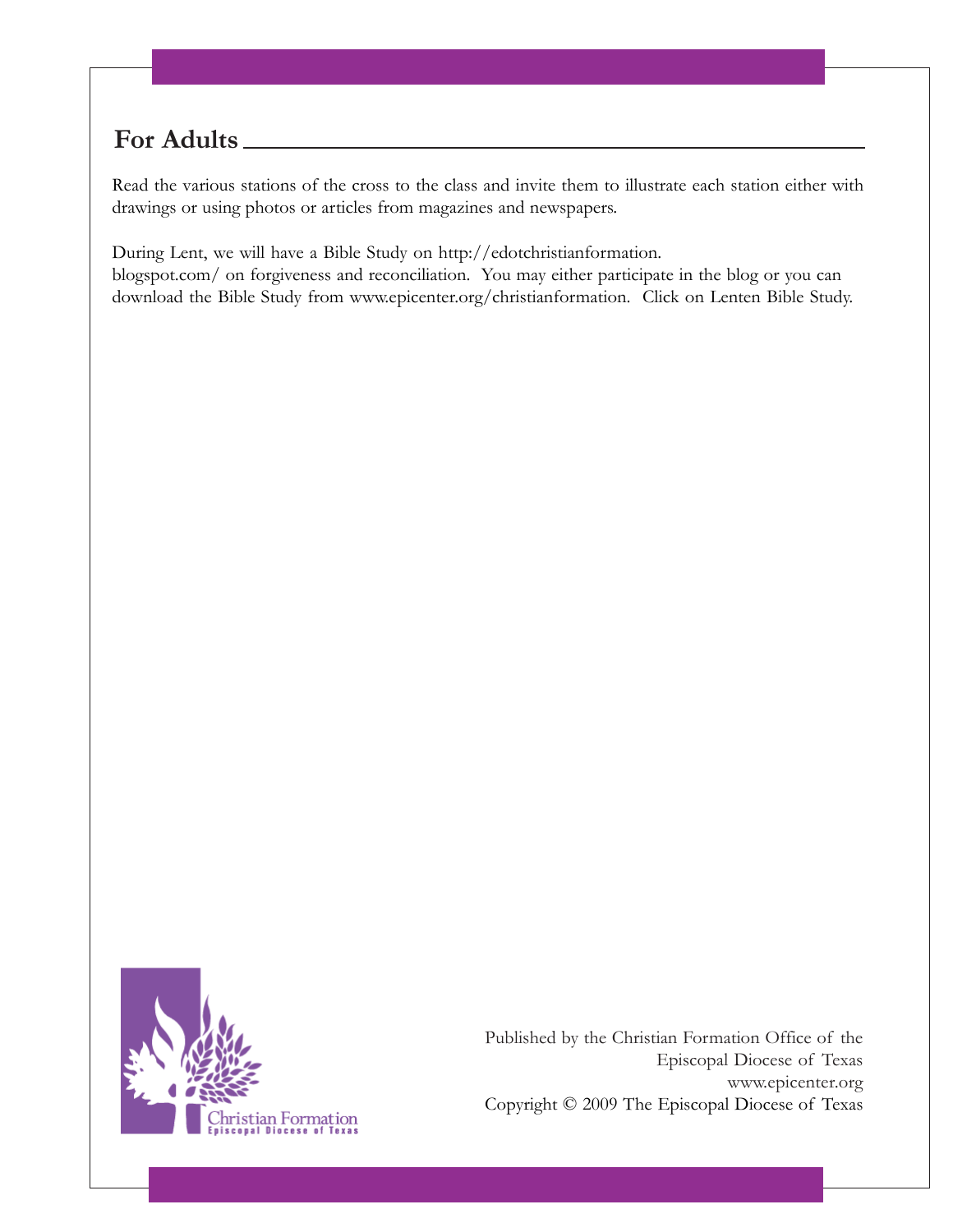## For Adults

Read the various stations of the cross to the class and invite them to illustrate each station either with drawings or using photos or articles from magazines and newspapers.

During Lent, we will have a Bible Study on http://edotchristianformation.blogspot.com/ on forgiveness and reconciliation. You may either participate in the blog or you can download the Bible Study from www.epicenter.org/christianformation. Click on Lenten Bible Study.

Christian Formation
Episcopal Diocese of Texas

Published by the Christian Formation Office of the Episcopal Diocese of Texas
www.epicenter.org
Copyright © 2009 The Episcopal Diocese of Texas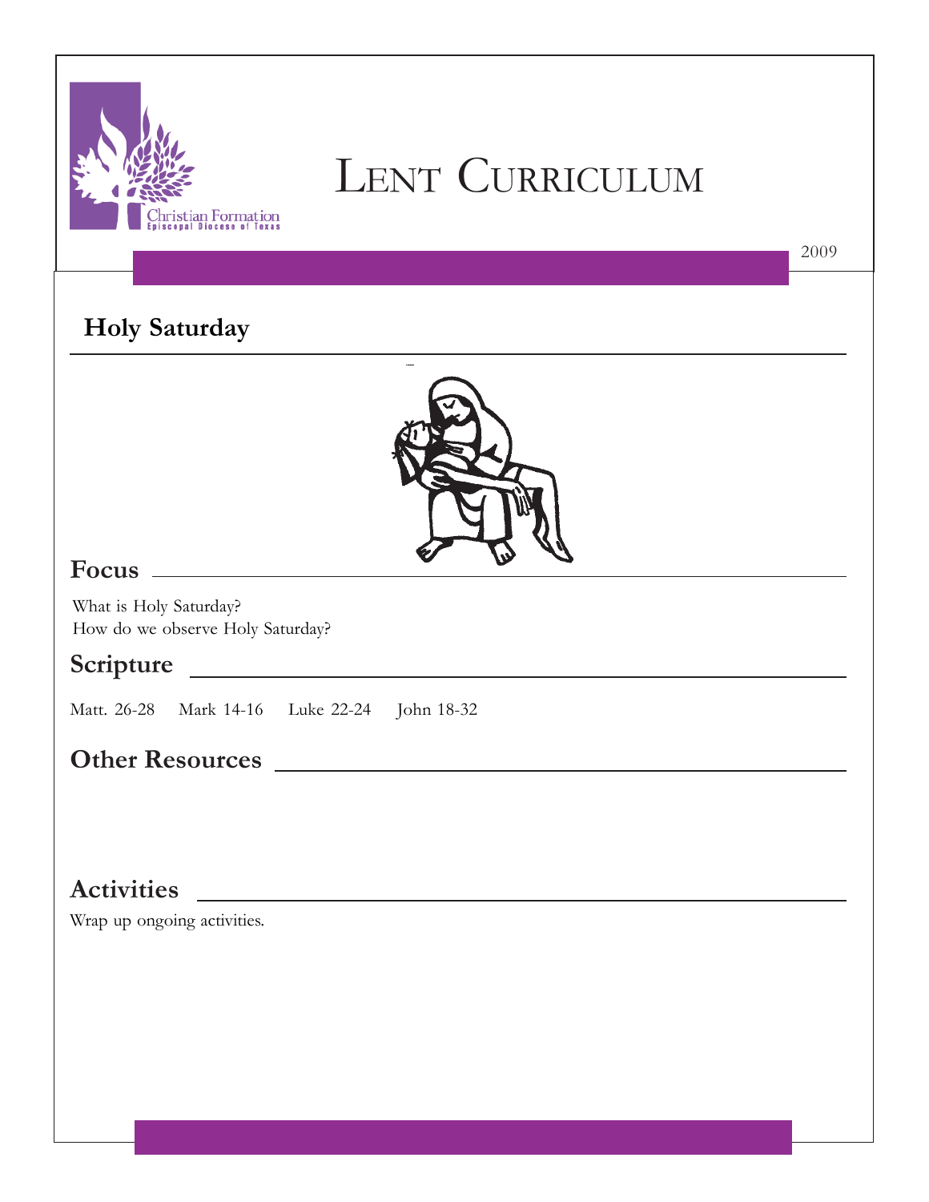# Lent Curriculum

2009

## Holy Saturday

### Focus

What is Holy Saturday?
How do we observe Holy Saturday?

### Scripture

Matt. 26-28 Mark 14-16 Luke 22-24 John 18-32

### Other Resources

### Activities

Wrap up ongoing activities.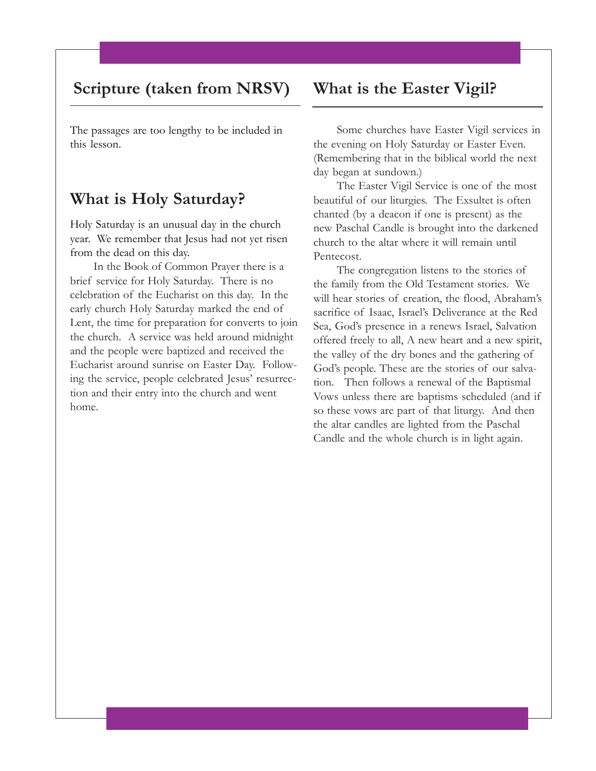## Scripture (taken from NRSV)

The passages are too lengthy to be included in this lesson.

## What is Holy Saturday?

Holy Saturday is an unusual day in the church year. We remember that Jesus had not yet risen from the dead on this day.

In the Book of Common Prayer there is a brief service for Holy Saturday. There is no celebration of the Eucharist on this day. In the early church Holy Saturday marked the end of Lent, the time for preparation for converts to join the church. A service was held around midnight and the people were baptized and received the Eucharist around sunrise on Easter Day. Following the service, people celebrated Jesus' resurrection and their entry into the church and went home.

## What is the Easter Vigil?

Some churches have Easter Vigil services in the evening on Holy Saturday or Easter Even. (Remembering that in the biblical world the next day began at sundown.)

The Easter Vigil Service is one of the most beautiful of our liturgies. The Exsultet is often chanted (by a deacon if one is present) as the new Paschal Candle is brought into the darkened church to the altar where it will remain until Pentecost.

The congregation listens to the stories of the family from the Old Testament stories. We will hear stories of creation, the flood, Abraham's sacrifice of Isaac, Israel's Deliverance at the Red Sea, God's presence in a renews Israel, Salvation offered freely to all, A new heart and a new spirit, the valley of the dry bones and the gathering of God's people. These are the stories of our salvation. Then follows a renewal of the Baptismal Vows unless there are baptisms scheduled (and if so these vows are part of that liturgy. And then the altar candles are lighted from the Paschal Candle and the whole church is in light again.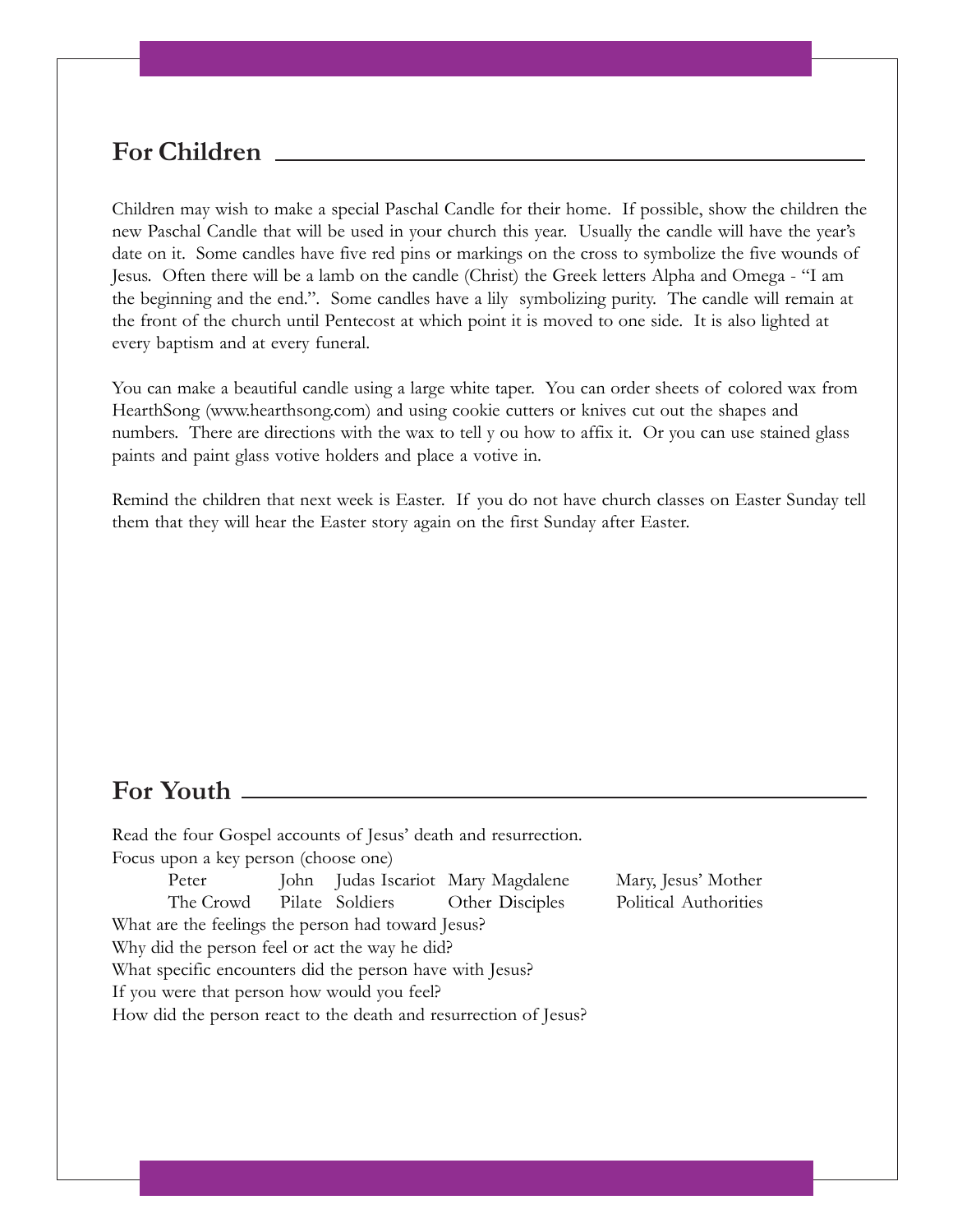## For Children

Children may wish to make a special Paschal Candle for their home. If possible, show the children the new Paschal Candle that will be used in your church this year. Usually the candle will have the year's date on it. Some candles have five red pins or markings on the cross to symbolize the five wounds of Jesus. Often there will be a lamb on the candle (Christ) the Greek letters Alpha and Omega - "I am the beginning and the end.". Some candles have a lily symbolizing purity. The candle will remain at the front of the church until Pentecost at which point it is moved to one side. It is also lighted at every baptism and at every funeral.

You can make a beautiful candle using a large white taper. You can order sheets of colored wax from HearthSong (www.hearthsong.com) and using cookie cutters or knives cut out the shapes and numbers. There are directions with the wax to tell y ou how to affix it. Or you can use stained glass paints and paint glass votive holders and place a votive in.

Remind the children that next week is Easter. If you do not have church classes on Easter Sunday tell them that they will hear the Easter story again on the first Sunday after Easter.

## For Youth

Read the four Gospel accounts of Jesus' death and resurrection.
Focus upon a key person (choose one)

| | | | | |
|---|---|---|---|---|
| Peter | John | Judas Iscariot | Mary Magdalene | Mary, Jesus' Mother |
| The Crowd | Pilate | Soldiers | Other Disciples | Political Authorities |

What are the feelings the person had toward Jesus?
Why did the person feel or act the way he did?
What specific encounters did the person have with Jesus?
If you were that person how would you feel?
How did the person react to the death and resurrection of Jesus?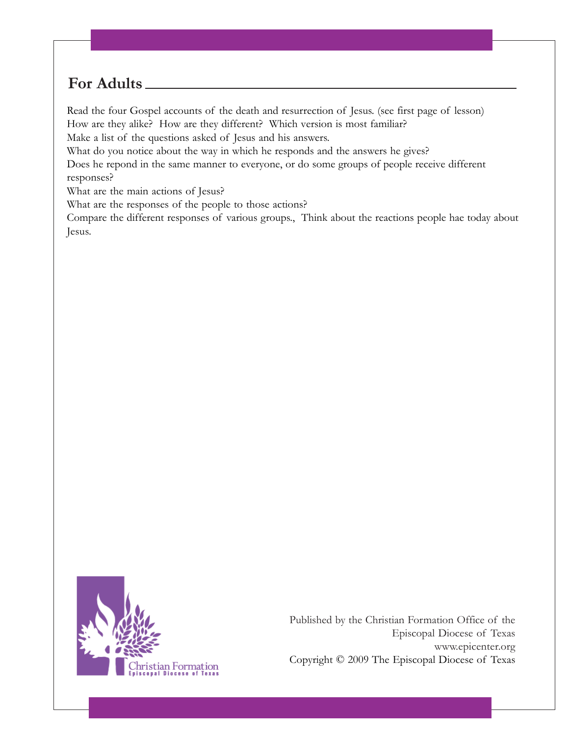## For Adults

Read the four Gospel accounts of the death and resurrection of Jesus. (see first page of lesson)
How are they alike? How are they different? Which version is most familiar?
Make a list of the questions asked of Jesus and his answers.
What do you notice about the way in which he responds and the answers he gives?
Does he repond in the same manner to everyone, or do some groups of people receive different responses?
What are the main actions of Jesus?
What are the responses of the people to those actions?
Compare the different responses of various groups., Think about the reactions people hae today about Jesus.

Christian Formation
Episcopal Diocese of Texas

Published by the Christian Formation Office of the
Episcopal Diocese of Texas
www.epicenter.org
Copyright © 2009 The Episcopal Diocese of Texas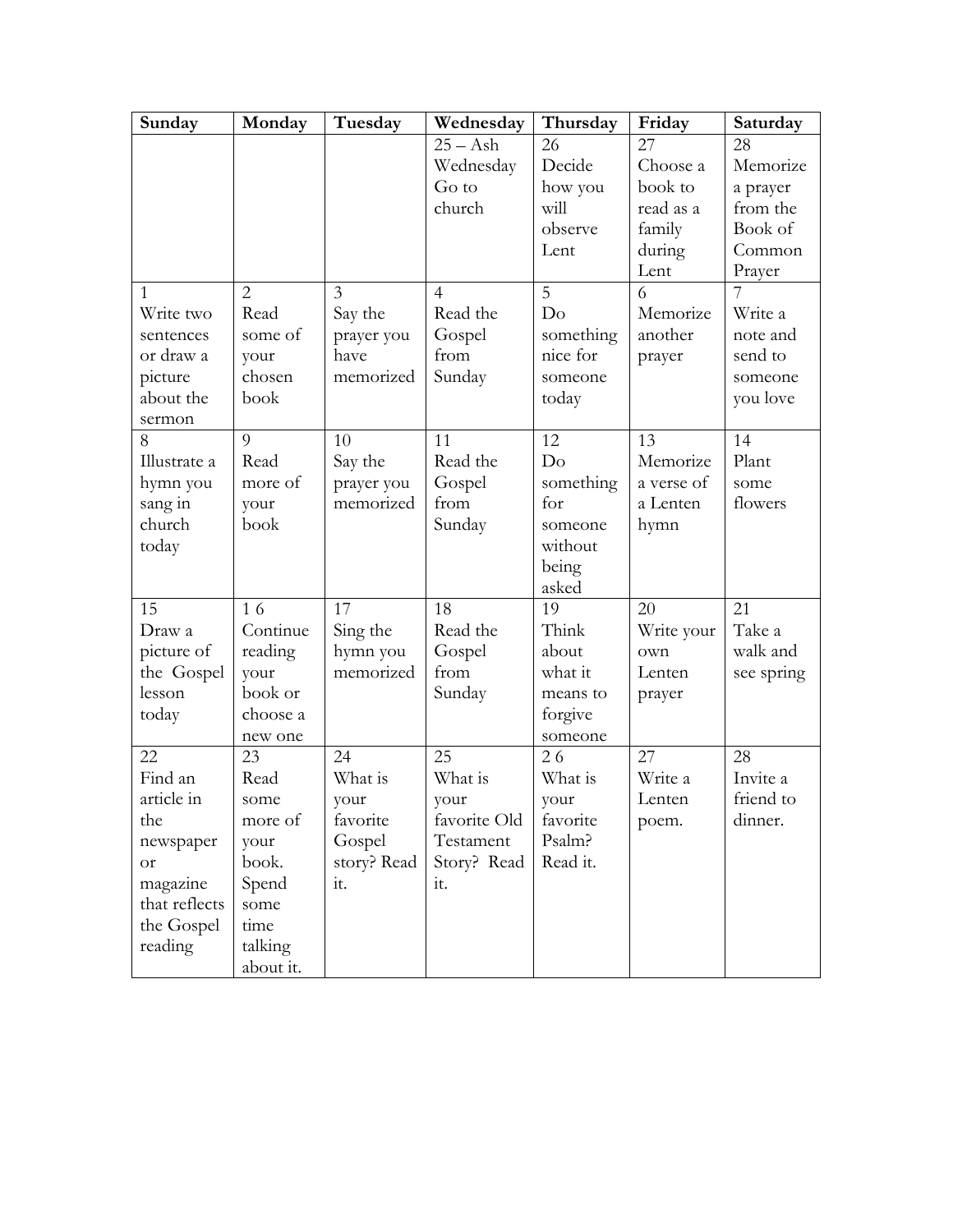| Sunday | Monday | Tuesday | Wednesday | Thursday | Friday | Saturday |
|---|---|---|---|---|---|---|
| | | | 25 – Ash Wednesday Go to church | 26 Decide how you will observe Lent | 27 Choose a book to read as a family during Lent | 28 Memorize a prayer from the Book of Common Prayer |
| 1 Write two sentences or draw a picture about the sermon | 2 Read some of your chosen book | 3 Say the prayer you have memorized | 4 Read the Gospel from Sunday | 5 Do something nice for someone today | 6 Memorize another prayer | 7 Write a note and send to someone you love |
| 8 Illustrate a hymn you sang in church today | 9 Read more of your book | 10 Say the prayer you memorized | 11 Read the Gospel from Sunday | 12 Do something for someone without being asked | 13 Memorize a verse of a Lenten hymn | 14 Plant some flowers |
| 15 Draw a picture of the Gospel lesson today | 1 6 Continue reading your book or choose a new one | 17 Sing the hymn you memorized | 18 Read the Gospel from Sunday | 19 Think about what it means to forgive someone | 20 Write your own Lenten prayer | 21 Take a walk and see spring |
| 22 Find an article in the newspaper or magazine that reflects the Gospel reading | 23 Read some more of your book. Spend some time talking about it. | 24 What is your favorite Gospel story? Read it. | 25 What is your favorite Old Testament Story? Read it. | 2 6 What is your favorite Psalm? Read it. | 27 Write a Lenten poem. | 28 Invite a friend to dinner. |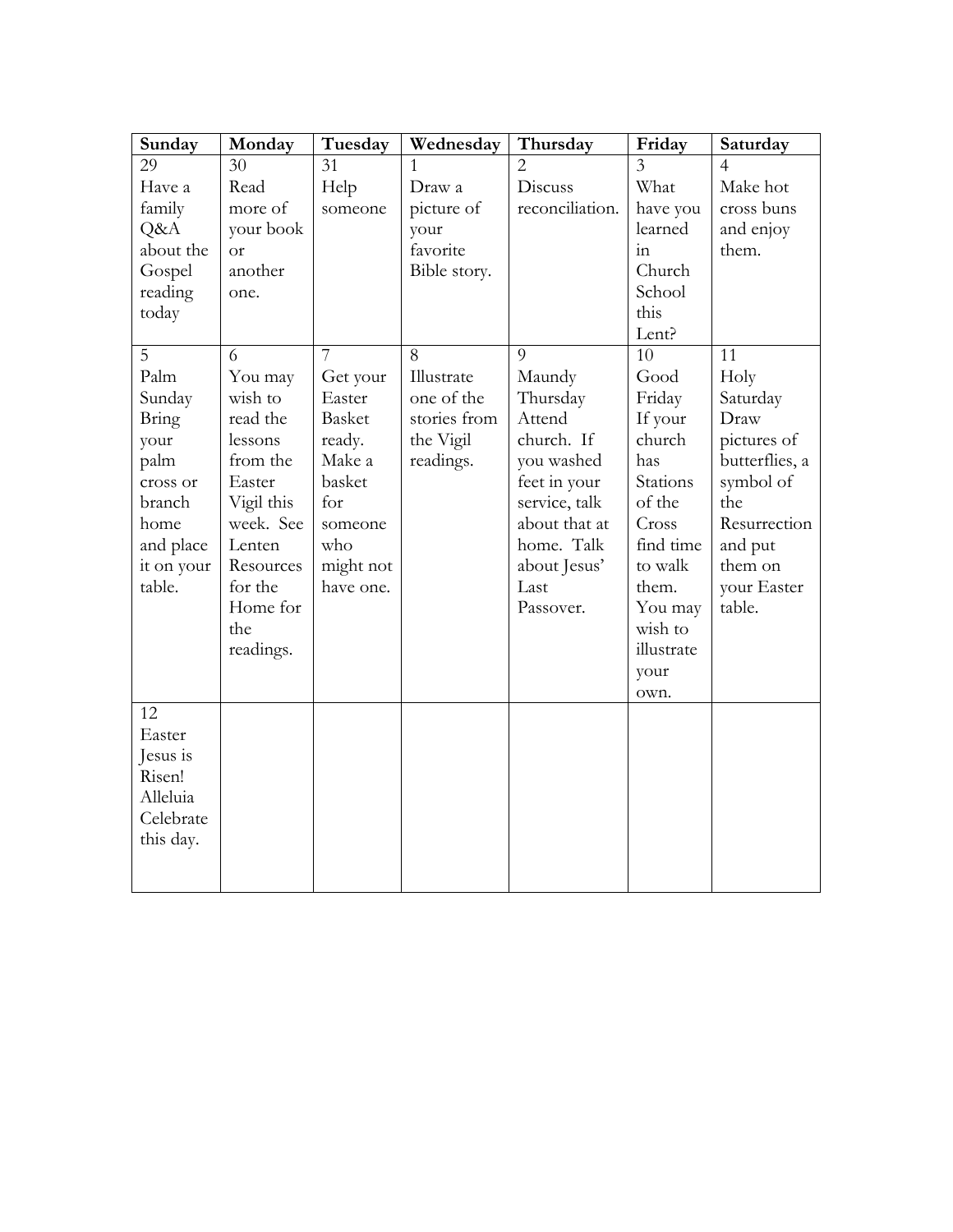| Sunday | Monday | Tuesday | Wednesday | Thursday | Friday | Saturday |
|---|---|---|---|---|---|---|
| 29 Have a family Q&A about the Gospel reading today | 30 Read more of your book or another one. | 31 Help someone | 1 Draw a picture of your favorite Bible story. | 2 Discuss reconciliation. | 3 What have you learned in Church School this Lent? | 4 Make hot cross buns and enjoy them. |
| 5 Palm Sunday Bring your palm cross or branch home and place it on your table. | 6 You may wish to read the lessons from the Easter Vigil this week. See Lenten Resources for the Home for the readings. | 7 Get your Easter Basket ready. Make a basket for someone who might not have one. | 8 Illustrate one of the stories from the Vigil readings. | 9 Maundy Thursday Attend church. If you washed feet in your service, talk about that at home. Talk about Jesus' Last Passover. | 10 Good Friday If your church has Stations of the Cross find time to walk them. You may wish to illustrate your own. | 11 Holy Saturday Draw pictures of butterflies, a symbol of the Resurrection and put them on your Easter table. |
| 12 Easter Jesus is Risen! Alleluia Celebrate this day. | | | | | | |